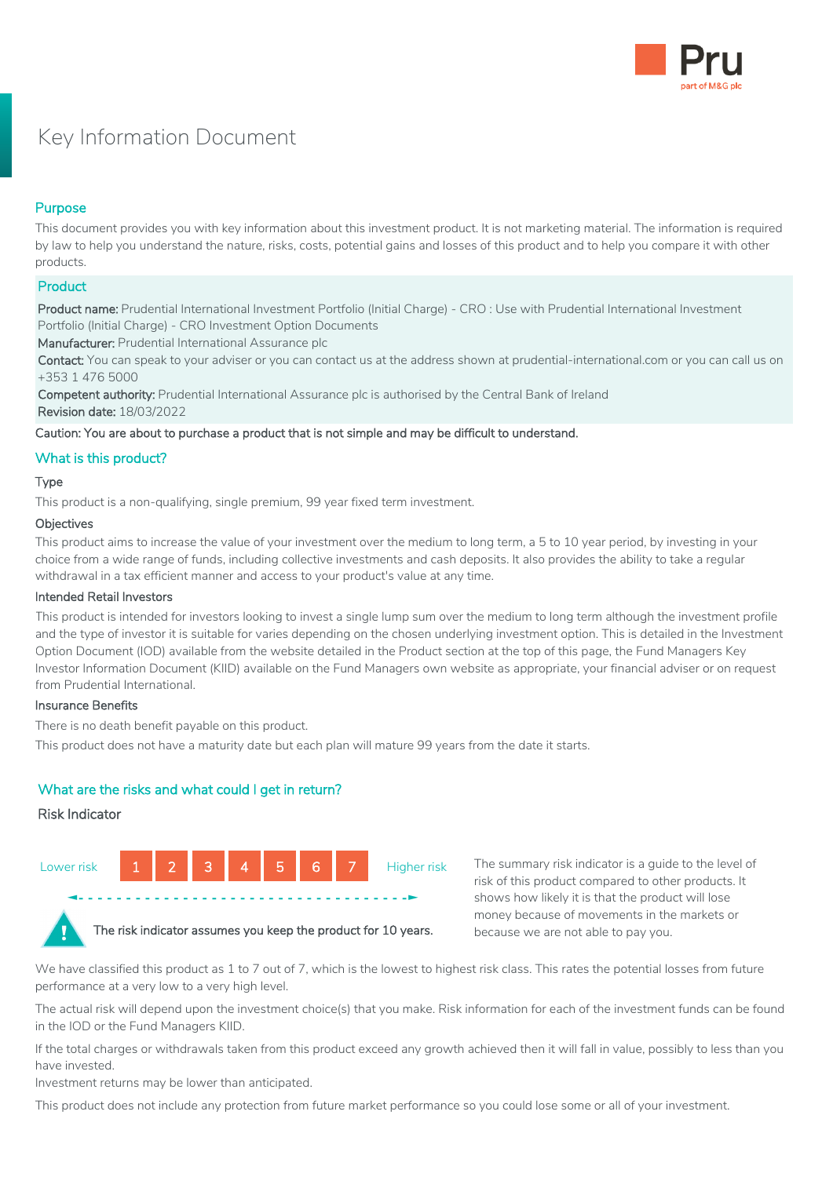# Key Information Document

## Purpose

This document provides you with key information about this investment product. It is not marketing material. The information is required by law to help you understand the nature, risks, costs, potential gains and losses of this product and to help you compare it with other products.

## Product

**Product name:** Prudential International Investment Portfolio (Initial Charge) - CRO : Use with Prudential International Investment Portfolio (Initial Charge) - CRO Investment Option Documents
**Manufacturer:** Prudential International Assurance plc
**Contact:** You can speak to your adviser or you can contact us at the address shown at prudential-international.com or you can call us on +353 1 476 5000
**Competent authority:** Prudential International Assurance plc is authorised by the Central Bank of Ireland
**Revision date:** 18/03/2022

**Caution: You are about to purchase a product that is not simple and may be difficult to understand.**

## What is this product?

### Type

This product is a non-qualifying, single premium, 99 year fixed term investment.

### Objectives

This product aims to increase the value of your investment over the medium to long term, a 5 to 10 year period, by investing in your choice from a wide range of funds, including collective investments and cash deposits. It also provides the ability to take a regular withdrawal in a tax efficient manner and access to your product's value at any time.

### Intended Retail Investors

This product is intended for investors looking to invest a single lump sum over the medium to long term although the investment profile and the type of investor it is suitable for varies depending on the chosen underlying investment option. This is detailed in the Investment Option Document (IOD) available from the website detailed in the Product section at the top of this page, the Fund Managers Key Investor Information Document (KIID) available on the Fund Managers own website as appropriate, your financial adviser or on request from Prudential International.

### Insurance Benefits

There is no death benefit payable on this product.

This product does not have a maturity date but each plan will mature 99 years from the date it starts.

## What are the risks and what could I get in return?

### Risk Indicator

Lower risk | 1 | 2 | 3 | 4 | 5 | 6 | 7 | Higher risk

**The risk indicator assumes you keep the product for 10 years.**

The summary risk indicator is a guide to the level of risk of this product compared to other products. It shows how likely it is that the product will lose money because of movements in the markets or because we are not able to pay you.

We have classified this product as 1 to 7 out of 7, which is the lowest to highest risk class. This rates the potential losses from future performance at a very low to a very high level.

The actual risk will depend upon the investment choice(s) that you make. Risk information for each of the investment funds can be found in the IOD or the Fund Managers KIID.

If the total charges or withdrawals taken from this product exceed any growth achieved then it will fall in value, possibly to less than you have invested.
Investment returns may be lower than anticipated.

This product does not include any protection from future market performance so you could lose some or all of your investment.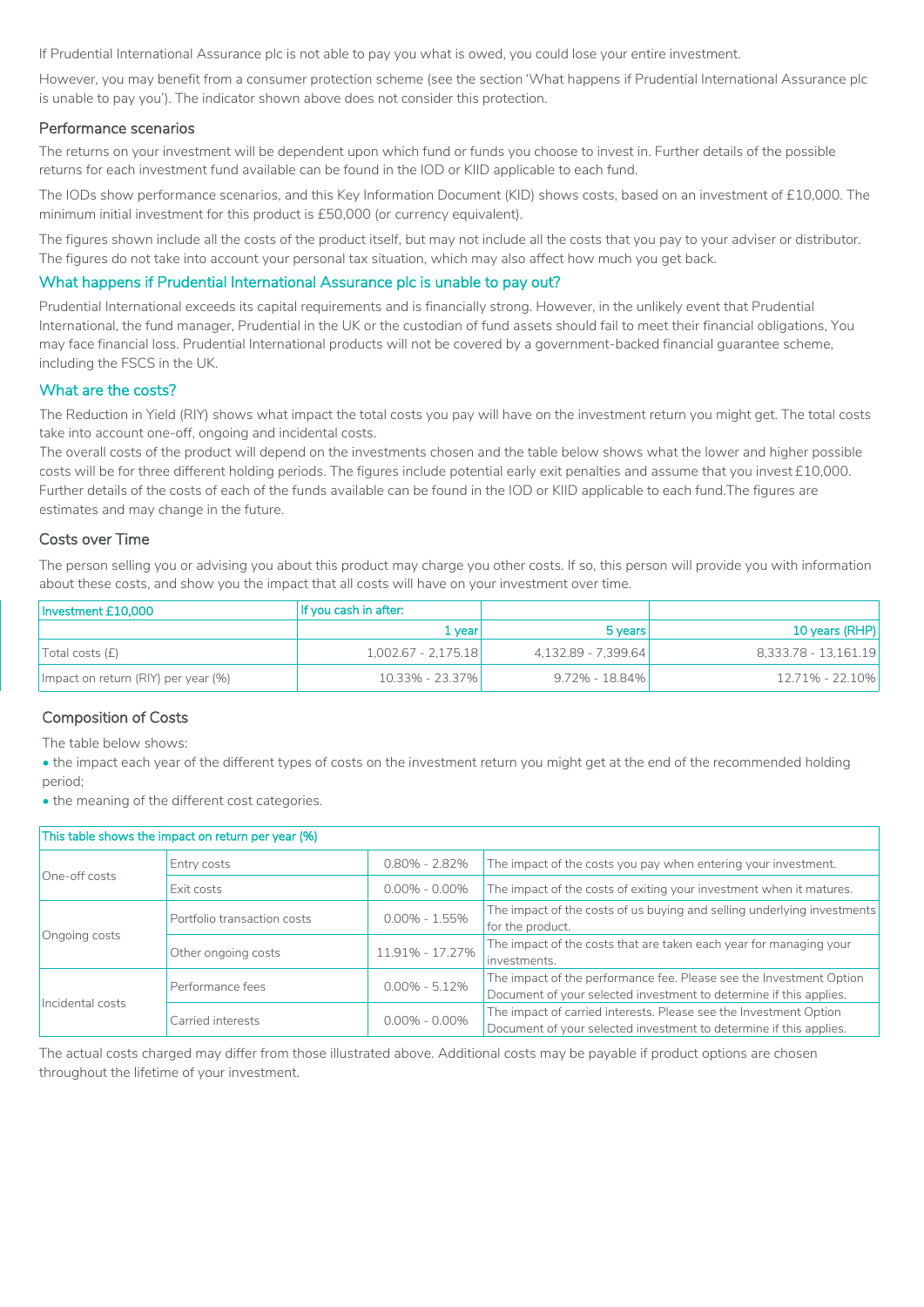If Prudential International Assurance plc is not able to pay you what is owed, you could lose your entire investment.

However, you may benefit from a consumer protection scheme (see the section 'What happens if Prudential International Assurance plc is unable to pay you'). The indicator shown above does not consider this protection.

### Performance scenarios

The returns on your investment will be dependent upon which fund or funds you choose to invest in. Further details of the possible returns for each investment fund available can be found in the IOD or KIID applicable to each fund.

The IODs show performance scenarios, and this Key Information Document (KID) shows costs, based on an investment of £10,000. The minimum initial investment for this product is £50,000 (or currency equivalent).

The figures shown include all the costs of the product itself, but may not include all the costs that you pay to your adviser or distributor. The figures do not take into account your personal tax situation, which may also affect how much you get back.

## What happens if Prudential International Assurance plc is unable to pay out?

Prudential International exceeds its capital requirements and is financially strong. However, in the unlikely event that Prudential International, the fund manager, Prudential in the UK or the custodian of fund assets should fail to meet their financial obligations, You may face financial loss. Prudential International products will not be covered by a government-backed financial guarantee scheme, including the FSCS in the UK.

## What are the costs?

The Reduction in Yield (RIY) shows what impact the total costs you pay will have on the investment return you might get. The total costs take into account one-off, ongoing and incidental costs.
The overall costs of the product will depend on the investments chosen and the table below shows what the lower and higher possible costs will be for three different holding periods. The figures include potential early exit penalties and assume that you invest £10,000. Further details of the costs of each of the funds available can be found in the IOD or KIID applicable to each fund.The figures are estimates and may change in the future.

### Costs over Time

The person selling you or advising you about this product may charge you other costs. If so, this person will provide you with information about these costs, and show you the impact that all costs will have on your investment over time.

| Investment £10,000 | If you cash in after: | | |
|---|---|---|---|
| | 1 year | 5 years | 10 years (RHP) |
| Total costs (£) | 1,002.67 - 2,175.18 | 4,132.89 - 7,399.64 | 8,333.78 - 13,161.19 |
| Impact on return (RIY) per year (%) | 10.33% - 23.37% | 9.72% - 18.84% | 12.71% - 22.10% |

### Composition of Costs

The table below shows:

- the impact each year of the different types of costs on the investment return you might get at the end of the recommended holding period;
- the meaning of the different cost categories.

| This table shows the impact on return per year (%) | | | |
|---|---|---|---|
| One-off costs | Entry costs | 0.80% - 2.82% | The impact of the costs you pay when entering your investment. |
| | Exit costs | 0.00% - 0.00% | The impact of the costs of exiting your investment when it matures. |
| Ongoing costs | Portfolio transaction costs | 0.00% - 1.55% | The impact of the costs of us buying and selling underlying investments for the product. |
| | Other ongoing costs | 11.91% - 17.27% | The impact of the costs that are taken each year for managing your investments. |
| Incidental costs | Performance fees | 0.00% - 5.12% | The impact of the performance fee. Please see the Investment Option Document of your selected investment to determine if this applies. |
| | Carried interests | 0.00% - 0.00% | The impact of carried interests. Please see the Investment Option Document of your selected investment to determine if this applies. |

The actual costs charged may differ from those illustrated above. Additional costs may be payable if product options are chosen throughout the lifetime of your investment.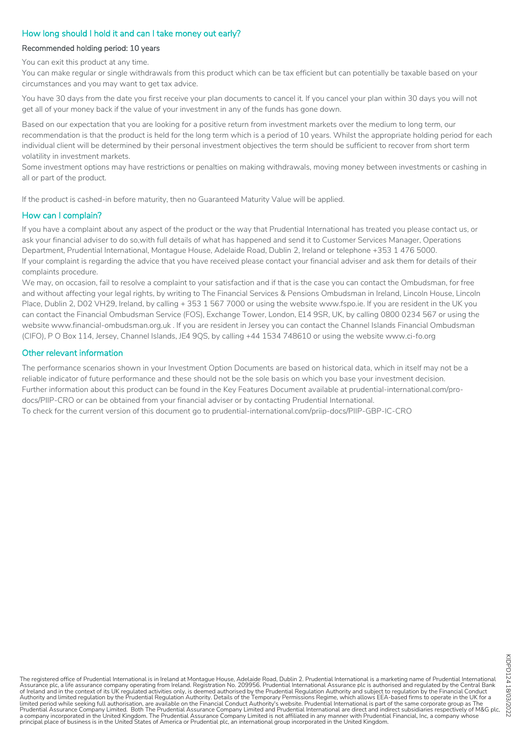## How long should I hold it and can I take money out early?

**Recommended holding period: 10 years**

You can exit this product at any time.
You can make regular or single withdrawals from this product which can be tax efficient but can potentially be taxable based on your circumstances and you may want to get tax advice.

You have 30 days from the date you first receive your plan documents to cancel it. If you cancel your plan within 30 days you will not get all of your money back if the value of your investment in any of the funds has gone down.

Based on our expectation that you are looking for a positive return from investment markets over the medium to long term, our recommendation is that the product is held for the long term which is a period of 10 years. Whilst the appropriate holding period for each individual client will be determined by their personal investment objectives the term should be sufficient to recover from short term volatility in investment markets.
Some investment options may have restrictions or penalties on making withdrawals, moving money between investments or cashing in all or part of the product.

If the product is cashed-in before maturity, then no Guaranteed Maturity Value will be applied.

## How can I complain?

If you have a complaint about any aspect of the product or the way that Prudential International has treated you please contact us, or ask your financial adviser to do so,with full details of what has happened and send it to Customer Services Manager, Operations Department, Prudential International, Montague House, Adelaide Road, Dublin 2, Ireland or telephone +353 1 476 5000.
If your complaint is regarding the advice that you have received please contact your financial adviser and ask them for details of their complaints procedure.
We may, on occasion, fail to resolve a complaint to your satisfaction and if that is the case you can contact the Ombudsman, for free and without affecting your legal rights, by writing to The Financial Services & Pensions Ombudsman in Ireland, Lincoln House, Lincoln Place, Dublin 2, D02 VH29, Ireland, by calling + 353 1 567 7000 or using the website www.fspo.ie. If you are resident in the UK you can contact the Financial Ombudsman Service (FOS), Exchange Tower, London, E14 9SR, UK, by calling 0800 0234 567 or using the website www.financial-ombudsman.org.uk . If you are resident in Jersey you can contact the Channel Islands Financial Ombudsman (CIFO), P O Box 114, Jersey, Channel Islands, JE4 9QS, by calling +44 1534 748610 or using the website www.ci-fo.org

## Other relevant information

The performance scenarios shown in your Investment Option Documents are based on historical data, which in itself may not be a reliable indicator of future performance and these should not be the sole basis on which you base your investment decision.
Further information about this product can be found in the Key Features Document available at prudential-international.com/pro-docs/PIIP-CRO or can be obtained from your financial adviser or by contacting Prudential International.
To check for the current version of this document go to prudential-international.com/priip-docs/PIIP-GBP-IC-CRO

The registered office of Prudential International is in Ireland at Montague House, Adelaide Road, Dublin 2. Prudential International is a marketing name of Prudential International Assurance plc, a life assurance company operating from Ireland. Registration No. 209956. Prudential International Assurance plc is authorised and regulated by the Central Bank of Ireland and in the context of its UK regulated activities only, is deemed authorised by the Prudential Regulation Authority and subject to regulation by the Financial Conduct Authority and limited regulation by the Prudential Regulation Authority. Details of the Temporary Permissions Regime, which allows EEA-based firms to operate in the UK for a limited period while seeking full authorisation, are available on the Financial Conduct Authority's website. Prudential International is part of the same corporate group as The Prudential Assurance Company Limited. Both The Prudential Assurance Company Limited and Prudential International are direct and indirect subsidiaries respectively of M&G plc, a company incorporated in the United Kingdom. The Prudential Assurance Company Limited is not affiliated in any manner with Prudential Financial, Inc, a company whose principal place of business is in the United States of America or Prudential plc, an international group incorporated in the United Kingdom.

KIDPD124 18/03/2022